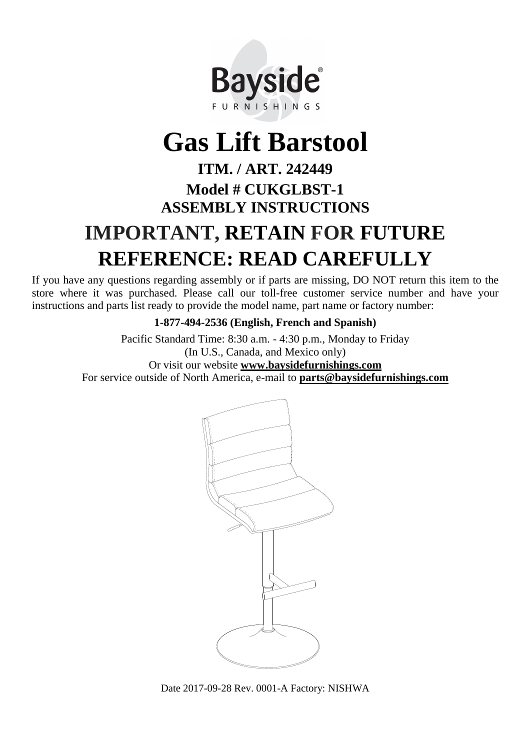Bayside®
FURNISHINGS

# Gas Lift Barstool

## ITM. / ART. 242449

## Model # CUKGLBST-1

## ASSEMBLY INSTRUCTIONS

# IMPORTANT, RETAIN FOR FUTURE REFERENCE: READ CAREFULLY

If you have any questions regarding assembly or if parts are missing, DO NOT return this item to the store where it was purchased. Please call our toll-free customer service number and have your instructions and parts list ready to provide the model name, part name or factory number:

**1-877-494-2536 (English, French and Spanish)**

Pacific Standard Time: 8:30 a.m. - 4:30 p.m., Monday to Friday
(In U.S., Canada, and Mexico only)
Or visit our website **www.baysidefurnishings.com**
For service outside of North America, e-mail to **parts@baysidefurnishings.com**

Date 2017-09-28 Rev. 0001-A Factory: NISHWA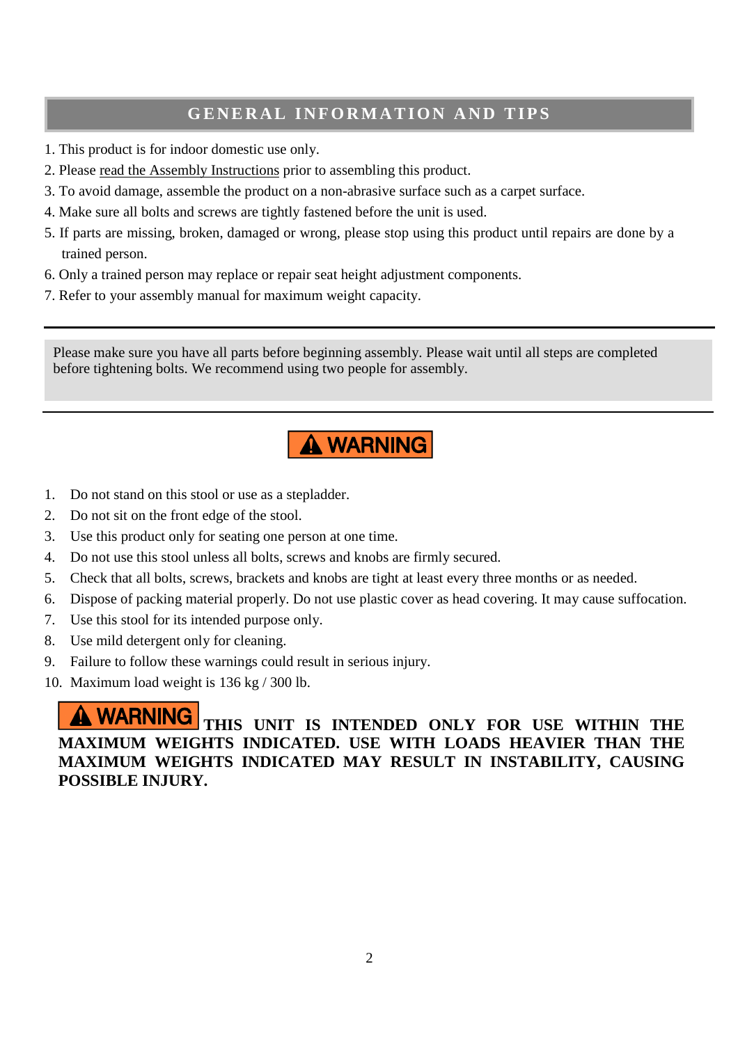## GENERAL INFORMATION AND TIPS

1. This product is for indoor domestic use only.
2. Please read the Assembly Instructions prior to assembling this product.
3. To avoid damage, assemble the product on a non-abrasive surface such as a carpet surface.
4. Make sure all bolts and screws are tightly fastened before the unit is used.
5. If parts are missing, broken, damaged or wrong, please stop using this product until repairs are done by a trained person.
6. Only a trained person may replace or repair seat height adjustment components.
7. Refer to your assembly manual for maximum weight capacity.

---

Please make sure you have all parts before beginning assembly. Please wait until all steps are completed before tightening bolts. We recommend using two people for assembly.

---

**⚠ WARNING**

1. Do not stand on this stool or use as a stepladder.
2. Do not sit on the front edge of the stool.
3. Use this product only for seating one person at one time.
4. Do not use this stool unless all bolts, screws and knobs are firmly secured.
5. Check that all bolts, screws, brackets and knobs are tight at least every three months or as needed.
6. Dispose of packing material properly. Do not use plastic cover as head covering. It may cause suffocation.
7. Use this stool for its intended purpose only.
8. Use mild detergent only for cleaning.
9. Failure to follow these warnings could result in serious injury.
10. Maximum load weight is 136 kg / 300 lb.

**⚠ WARNING THIS UNIT IS INTENDED ONLY FOR USE WITHIN THE MAXIMUM WEIGHTS INDICATED. USE WITH LOADS HEAVIER THAN THE MAXIMUM WEIGHTS INDICATED MAY RESULT IN INSTABILITY, CAUSING POSSIBLE INJURY.**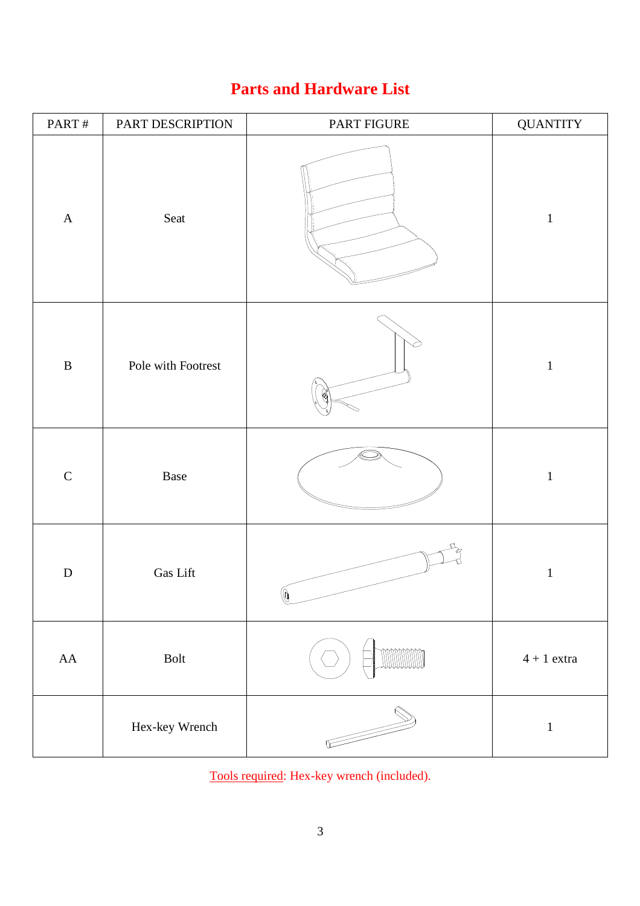# Parts and Hardware List

| PART # | PART DESCRIPTION | PART FIGURE | QUANTITY |
|---|---|---|---|
| A | Seat | | 1 |
| B | Pole with Footrest | | 1 |
| C | Base | | 1 |
| D | Gas Lift | | 1 |
| AA | Bolt | | 4 + 1 extra |
| | Hex-key Wrench | | 1 |

Tools required: Hex-key wrench (included).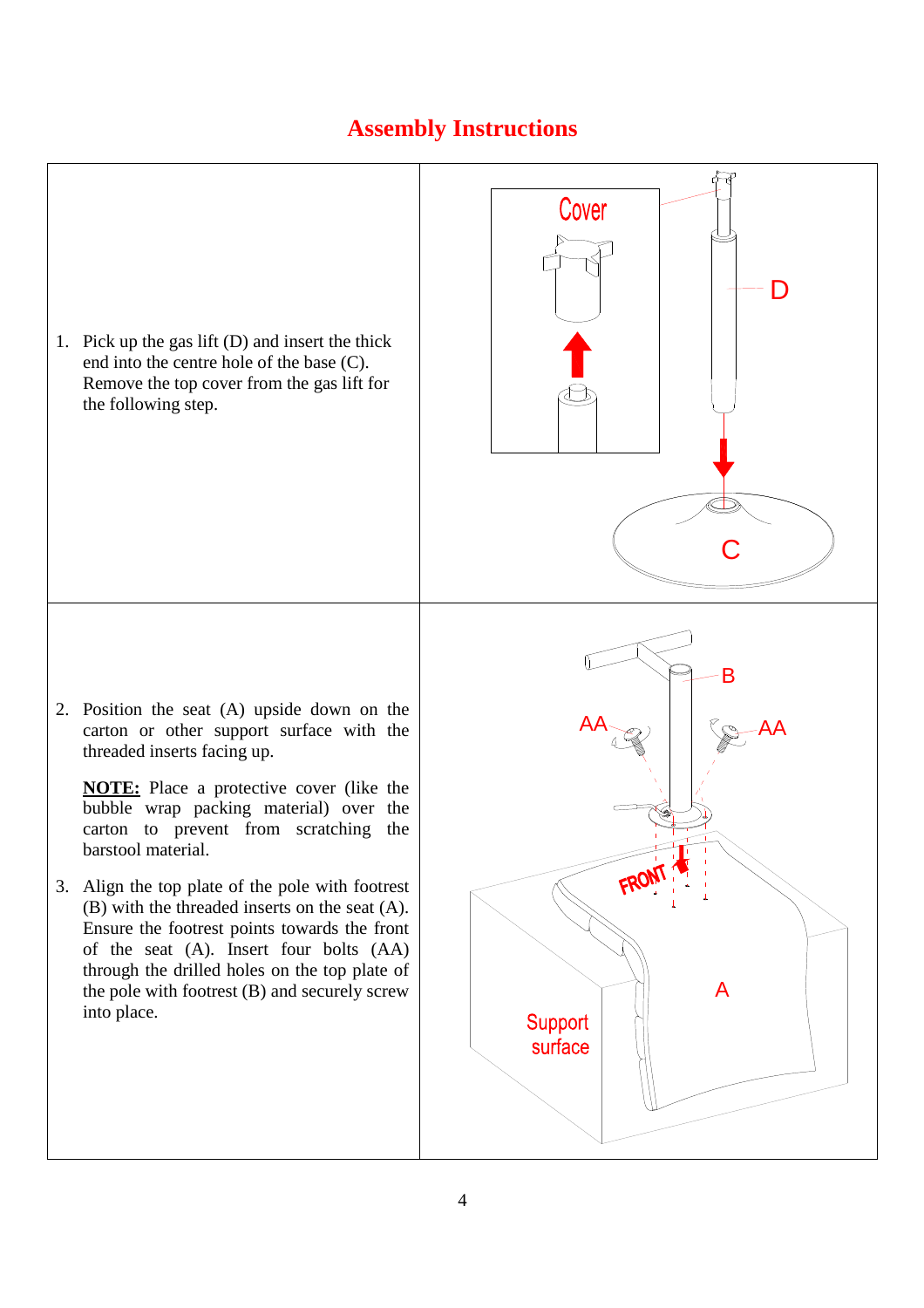# Assembly Instructions

1. Pick up the gas lift (D) and insert the thick end into the centre hole of the base (C). Remove the top cover from the gas lift for the following step.

Cover

D

C

2. Position the seat (A) upside down on the carton or other support surface with the threaded inserts facing up.

   **NOTE:** Place a protective cover (like the bubble wrap packing material) over the carton to prevent from scratching the barstool material.

3. Align the top plate of the pole with footrest (B) with the threaded inserts on the seat (A). Ensure the footrest points towards the front of the seat (A). Insert four bolts (AA) through the drilled holes on the top plate of the pole with footrest (B) and securely screw into place.

B

AA

AA

FRONT

A

Support surface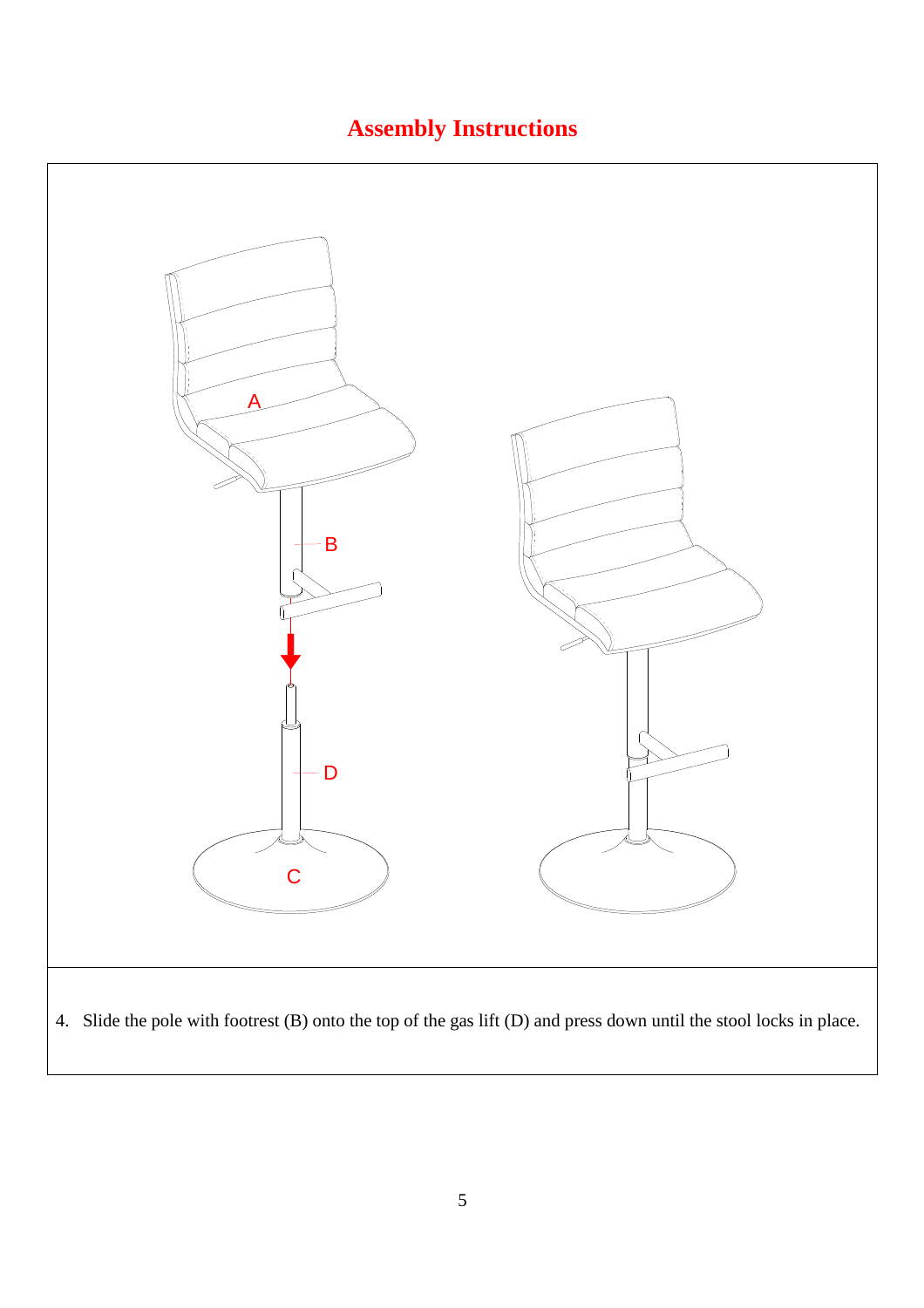# Assembly Instructions

A

B

D

C

4. Slide the pole with footrest (B) onto the top of the gas lift (D) and press down until the stool locks in place.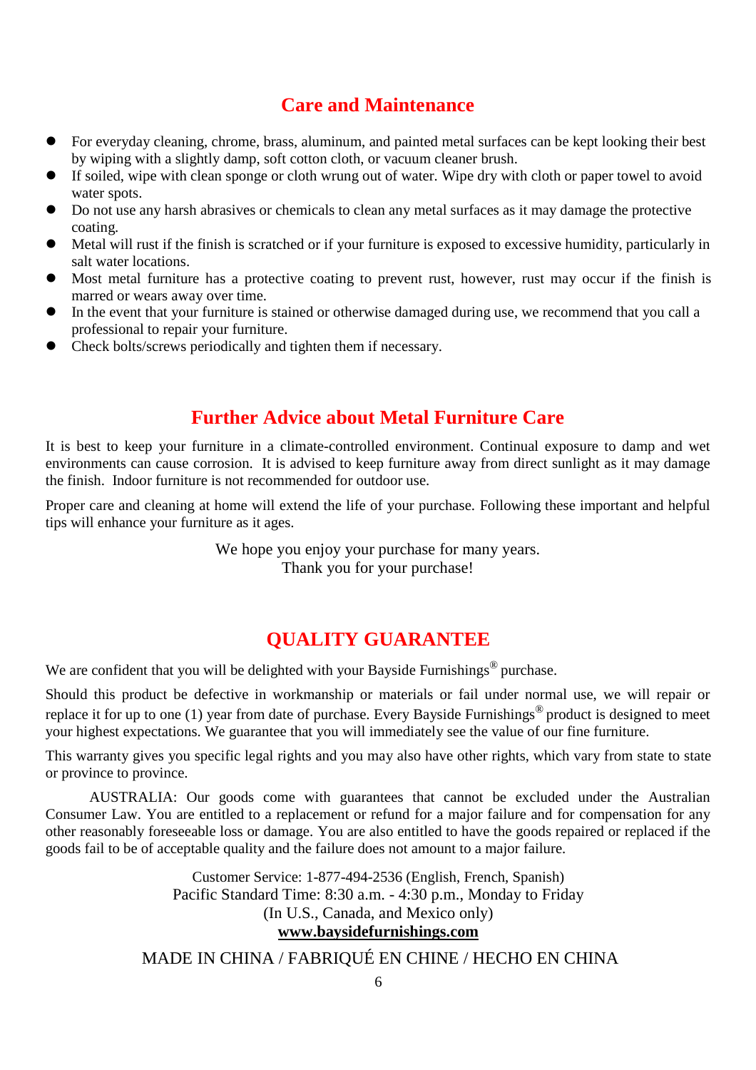## Care and Maintenance

- For everyday cleaning, chrome, brass, aluminum, and painted metal surfaces can be kept looking their best by wiping with a slightly damp, soft cotton cloth, or vacuum cleaner brush.
- If soiled, wipe with clean sponge or cloth wrung out of water. Wipe dry with cloth or paper towel to avoid water spots.
- Do not use any harsh abrasives or chemicals to clean any metal surfaces as it may damage the protective coating.
- Metal will rust if the finish is scratched or if your furniture is exposed to excessive humidity, particularly in salt water locations.
- Most metal furniture has a protective coating to prevent rust, however, rust may occur if the finish is marred or wears away over time.
- In the event that your furniture is stained or otherwise damaged during use, we recommend that you call a professional to repair your furniture.
- Check bolts/screws periodically and tighten them if necessary.

## Further Advice about Metal Furniture Care

It is best to keep your furniture in a climate-controlled environment. Continual exposure to damp and wet environments can cause corrosion. It is advised to keep furniture away from direct sunlight as it may damage the finish. Indoor furniture is not recommended for outdoor use.

Proper care and cleaning at home will extend the life of your purchase. Following these important and helpful tips will enhance your furniture as it ages.

We hope you enjoy your purchase for many years.
Thank you for your purchase!

## QUALITY GUARANTEE

We are confident that you will be delighted with your Bayside Furnishings® purchase.

Should this product be defective in workmanship or materials or fail under normal use, we will repair or replace it for up to one (1) year from date of purchase. Every Bayside Furnishings® product is designed to meet your highest expectations. We guarantee that you will immediately see the value of our fine furniture.

This warranty gives you specific legal rights and you may also have other rights, which vary from state to state or province to province.

AUSTRALIA: Our goods come with guarantees that cannot be excluded under the Australian Consumer Law. You are entitled to a replacement or refund for a major failure and for compensation for any other reasonably foreseeable loss or damage. You are also entitled to have the goods repaired or replaced if the goods fail to be of acceptable quality and the failure does not amount to a major failure.

Customer Service: 1-877-494-2536 (English, French, Spanish)
Pacific Standard Time: 8:30 a.m. - 4:30 p.m., Monday to Friday
(In U.S., Canada, and Mexico only)
**www.baysidefurnishings.com**

MADE IN CHINA / FABRIQUÉ EN CHINE / HECHO EN CHINA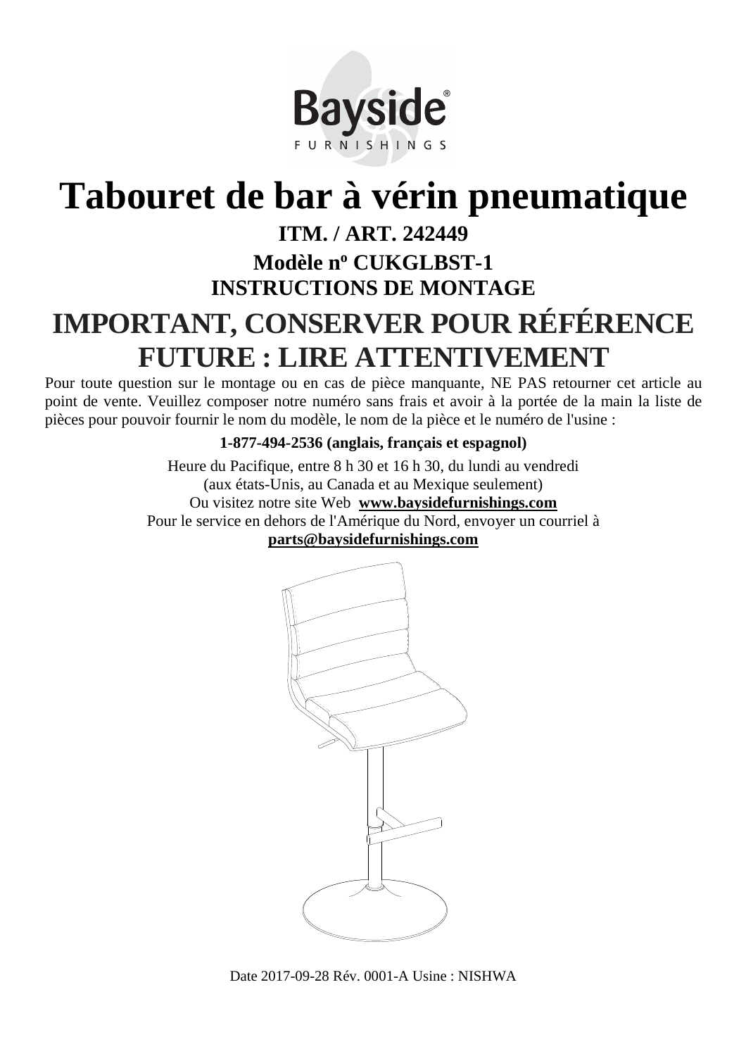Bayside
FURNISHINGS

# Tabouret de bar à vérin pneumatique

### ITM. / ART. 242449

### Modèle nº CUKGLBST-1

### INSTRUCTIONS DE MONTAGE

## IMPORTANT, CONSERVER POUR RÉFÉRENCE FUTURE : LIRE ATTENTIVEMENT

Pour toute question sur le montage ou en cas de pièce manquante, NE PAS retourner cet article au point de vente. Veuillez composer notre numéro sans frais et avoir à la portée de la main la liste de pièces pour pouvoir fournir le nom du modèle, le nom de la pièce et le numéro de l'usine :

**1-877-494-2536 (anglais, français et espagnol)**

Heure du Pacifique, entre 8 h 30 et 16 h 30, du lundi au vendredi
(aux états-Unis, au Canada et au Mexique seulement)
Ou visitez notre site Web **www.baysidefurnishings.com**
Pour le service en dehors de l'Amérique du Nord, envoyer un courriel à
**parts@baysidefurnishings.com**

Date 2017-09-28 Rév. 0001-A Usine : NISHWA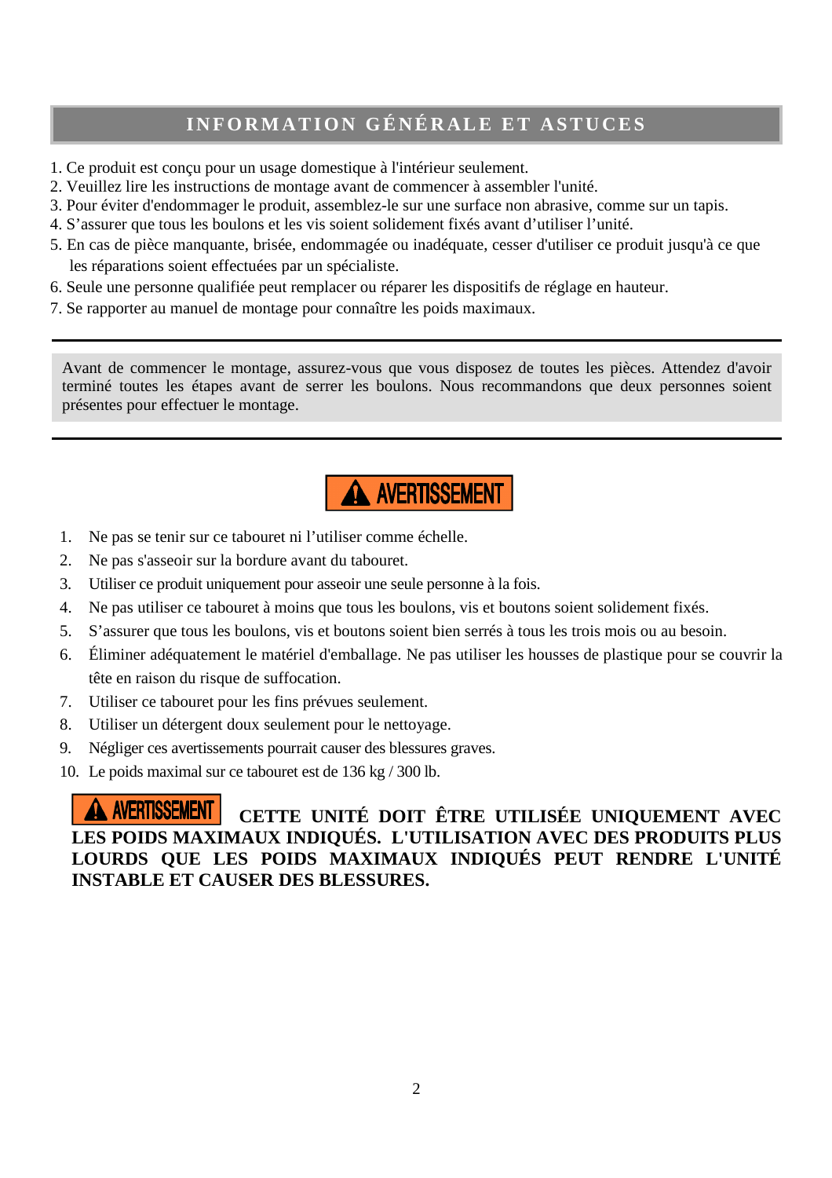## INFORMATION GÉNÉRALE ET ASTUCES

1. Ce produit est conçu pour un usage domestique à l'intérieur seulement.
2. Veuillez lire les instructions de montage avant de commencer à assembler l'unité.
3. Pour éviter d'endommager le produit, assemblez-le sur une surface non abrasive, comme sur un tapis.
4. S'assurer que tous les boulons et les vis soient solidement fixés avant d'utiliser l'unité.
5. En cas de pièce manquante, brisée, endommagée ou inadéquate, cesser d'utiliser ce produit jusqu'à ce que les réparations soient effectuées par un spécialiste.
6. Seule une personne qualifiée peut remplacer ou réparer les dispositifs de réglage en hauteur.
7. Se rapporter au manuel de montage pour connaître les poids maximaux.

---

Avant de commencer le montage, assurez-vous que vous disposez de toutes les pièces. Attendez d'avoir terminé toutes les étapes avant de serrer les boulons. Nous recommandons que deux personnes soient présentes pour effectuer le montage.

---

**AVERTISSEMENT**

1. Ne pas se tenir sur ce tabouret ni l'utiliser comme échelle.
2. Ne pas s'asseoir sur la bordure avant du tabouret.
3. Utiliser ce produit uniquement pour asseoir une seule personne à la fois.
4. Ne pas utiliser ce tabouret à moins que tous les boulons, vis et boutons soient solidement fixés.
5. S'assurer que tous les boulons, vis et boutons soient bien serrés à tous les trois mois ou au besoin.
6. Éliminer adéquatement le matériel d'emballage. Ne pas utiliser les housses de plastique pour se couvrir la tête en raison du risque de suffocation.
7. Utiliser ce tabouret pour les fins prévues seulement.
8. Utiliser un détergent doux seulement pour le nettoyage.
9. Négliger ces avertissements pourrait causer des blessures graves.
10. Le poids maximal sur ce tabouret est de 136 kg / 300 lb.

**AVERTISSEMENT** **CETTE UNITÉ DOIT ÊTRE UTILISÉE UNIQUEMENT AVEC LES POIDS MAXIMAUX INDIQUÉS. L'UTILISATION AVEC DES PRODUITS PLUS LOURDS QUE LES POIDS MAXIMAUX INDIQUÉS PEUT RENDRE L'UNITÉ INSTABLE ET CAUSER DES BLESSURES.**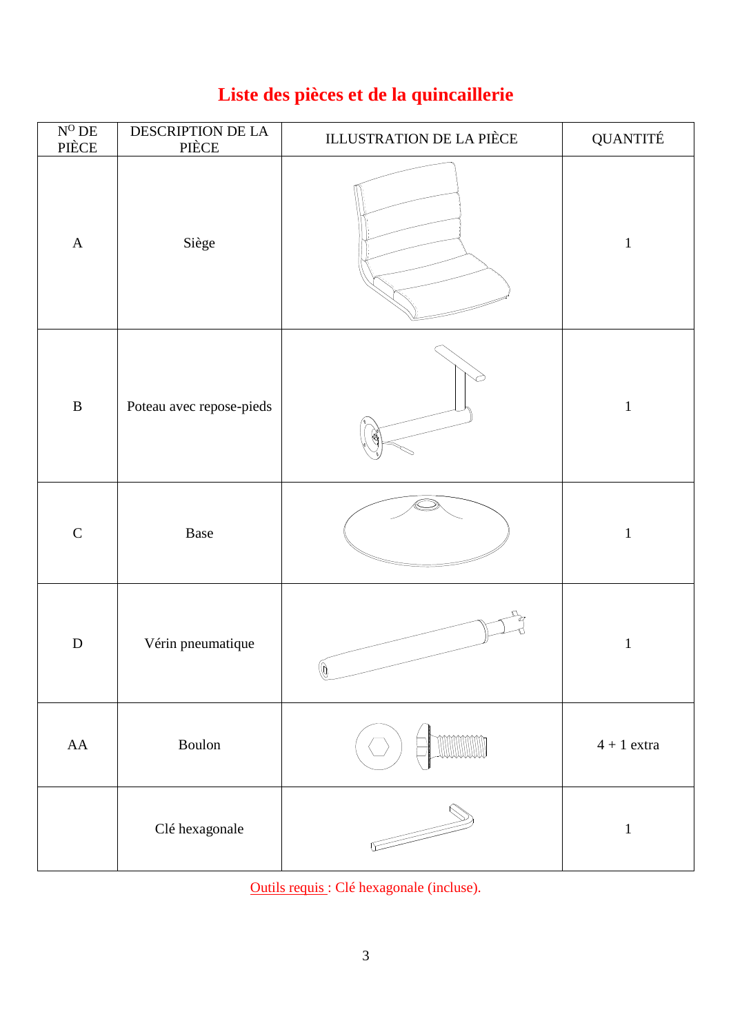# Liste des pièces et de la quincaillerie

| N$^{O}$ DE PIÈCE | DESCRIPTION DE LA PIÈCE | ILLUSTRATION DE LA PIÈCE | QUANTITÉ |
|---|---|---|---|
| A | Siège | | 1 |
| B | Poteau avec repose-pieds | | 1 |
| C | Base | | 1 |
| D | Vérin pneumatique | | 1 |
| AA | Boulon | | 4 + 1 extra |
| | Clé hexagonale | | 1 |

Outils requis : Clé hexagonale (incluse).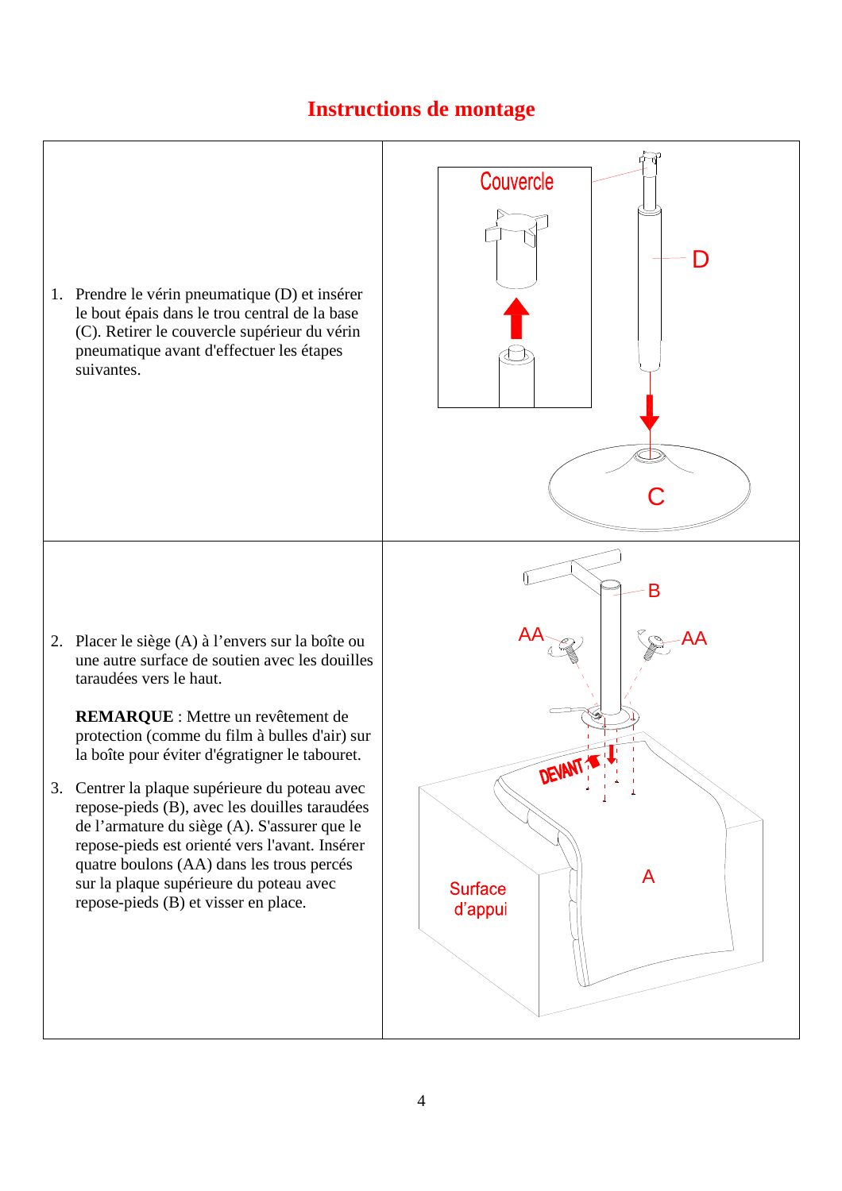# Instructions de montage

1. Prendre le vérin pneumatique (D) et insérer le bout épais dans le trou central de la base (C). Retirer le couvercle supérieur du vérin pneumatique avant d'effectuer les étapes suivantes.

Couvercle

D

C

2. Placer le siège (A) à l'envers sur la boîte ou une autre surface de soutien avec les douilles taraudées vers le haut.

   **REMARQUE** : Mettre un revêtement de protection (comme du film à bulles d'air) sur la boîte pour éviter d'égratigner le tabouret.

3. Centrer la plaque supérieure du poteau avec repose-pieds (B), avec les douilles taraudées de l'armature du siège (A). S'assurer que le repose-pieds est orienté vers l'avant. Insérer quatre boulons (AA) dans les trous percés sur la plaque supérieure du poteau avec repose-pieds (B) et visser en place.

B

AA

AA

DEVANT

A

Surface d'appui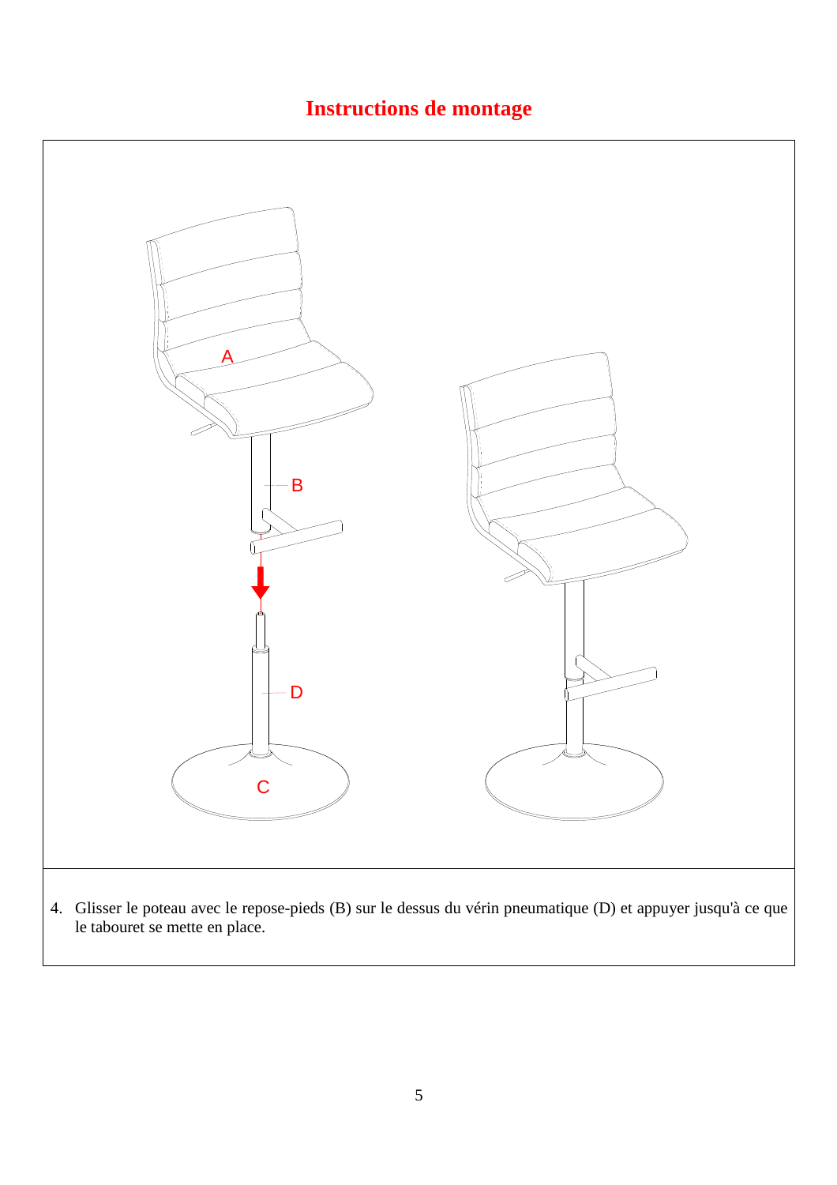# Instructions de montage

A

B

D

C

4. Glisser le poteau avec le repose-pieds (B) sur le dessus du vérin pneumatique (D) et appuyer jusqu'à ce que le tabouret se mette en place.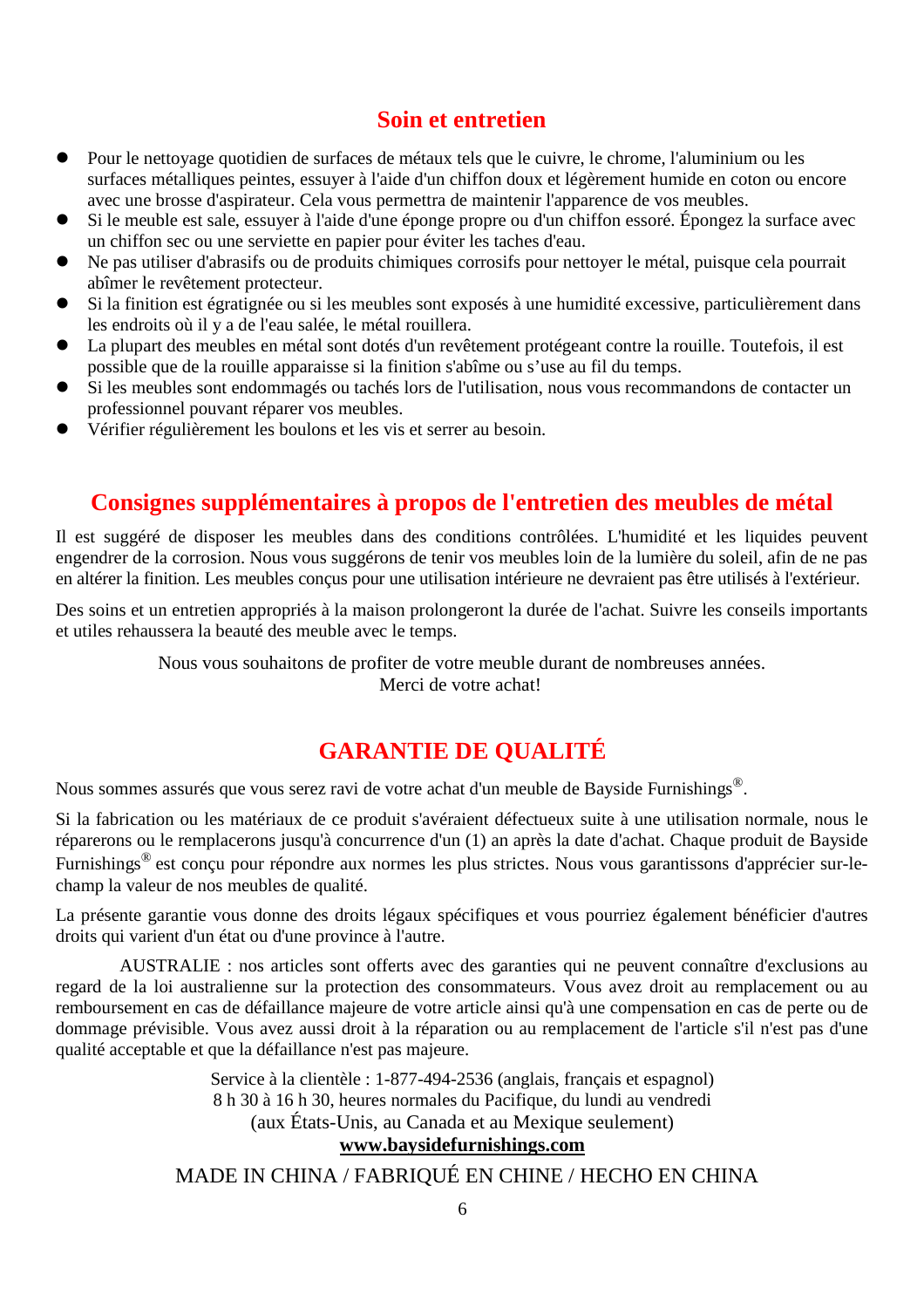## Soin et entretien

- Pour le nettoyage quotidien de surfaces de métaux tels que le cuivre, le chrome, l'aluminium ou les surfaces métalliques peintes, essuyer à l'aide d'un chiffon doux et légèrement humide en coton ou encore avec une brosse d'aspirateur. Cela vous permettra de maintenir l'apparence de vos meubles.
- Si le meuble est sale, essuyer à l'aide d'une éponge propre ou d'un chiffon essoré. Épongez la surface avec un chiffon sec ou une serviette en papier pour éviter les taches d'eau.
- Ne pas utiliser d'abrasifs ou de produits chimiques corrosifs pour nettoyer le métal, puisque cela pourrait abîmer le revêtement protecteur.
- Si la finition est égratignée ou si les meubles sont exposés à une humidité excessive, particulièrement dans les endroits où il y a de l'eau salée, le métal rouillera.
- La plupart des meubles en métal sont dotés d'un revêtement protégeant contre la rouille. Toutefois, il est possible que de la rouille apparaisse si la finition s'abîme ou s'use au fil du temps.
- Si les meubles sont endommagés ou tachés lors de l'utilisation, nous vous recommandons de contacter un professionnel pouvant réparer vos meubles.
- Vérifier régulièrement les boulons et les vis et serrer au besoin.

## Consignes supplémentaires à propos de l'entretien des meubles de métal

Il est suggéré de disposer les meubles dans des conditions contrôlées. L'humidité et les liquides peuvent engendrer de la corrosion. Nous vous suggérons de tenir vos meubles loin de la lumière du soleil, afin de ne pas en altérer la finition. Les meubles conçus pour une utilisation intérieure ne devraient pas être utilisés à l'extérieur.

Des soins et un entretien appropriés à la maison prolongeront la durée de l'achat. Suivre les conseils importants et utiles rehaussera la beauté des meuble avec le temps.

Nous vous souhaitons de profiter de votre meuble durant de nombreuses années.
Merci de votre achat!

## GARANTIE DE QUALITÉ

Nous sommes assurés que vous serez ravi de votre achat d'un meuble de Bayside Furnishings®.

Si la fabrication ou les matériaux de ce produit s'avéraient défectueux suite à une utilisation normale, nous le réparerons ou le remplacerons jusqu'à concurrence d'un (1) an après la date d'achat. Chaque produit de Bayside Furnishings® est conçu pour répondre aux normes les plus strictes. Nous vous garantissons d'apprécier sur-le-champ la valeur de nos meubles de qualité.

La présente garantie vous donne des droits légaux spécifiques et vous pourriez également bénéficier d'autres droits qui varient d'un état ou d'une province à l'autre.

AUSTRALIE : nos articles sont offerts avec des garanties qui ne peuvent connaître d'exclusions au regard de la loi australienne sur la protection des consommateurs. Vous avez droit au remplacement ou au remboursement en cas de défaillance majeure de votre article ainsi qu'à une compensation en cas de perte ou de dommage prévisible. Vous avez aussi droit à la réparation ou au remplacement de l'article s'il n'est pas d'une qualité acceptable et que la défaillance n'est pas majeure.

Service à la clientèle : 1-877-494-2536 (anglais, français et espagnol)
8 h 30 à 16 h 30, heures normales du Pacifique, du lundi au vendredi
(aux États-Unis, au Canada et au Mexique seulement)
**www.baysidefurnishings.com**

MADE IN CHINA / FABRIQUÉ EN CHINE / HECHO EN CHINA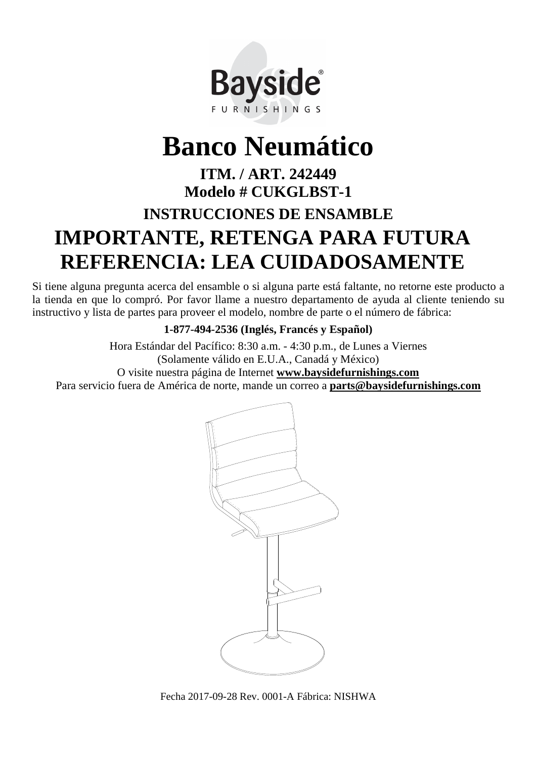Bayside®

FURNISHINGS

# Banco Neumático

### ITM. / ART. 242449
### Modelo # CUKGLBST-1

### INSTRUCCIONES DE ENSAMBLE

## IMPORTANTE, RETENGA PARA FUTURA REFERENCIA: LEA CUIDADOSAMENTE

Si tiene alguna pregunta acerca del ensamble o si alguna parte está faltante, no retorne este producto a la tienda en que lo compró. Por favor llame a nuestro departamento de ayuda al cliente teniendo su instructivo y lista de partes para proveer el modelo, nombre de parte o el número de fábrica:

**1-877-494-2536 (Inglés, Francés y Español)**

Hora Estándar del Pacífico: 8:30 a.m. - 4:30 p.m., de Lunes a Viernes
(Solamente válido en E.U.A., Canadá y México)
O visite nuestra página de Internet **www.baysidefurnishings.com**
Para servicio fuera de América de norte, mande un correo a **parts@baysidefurnishings.com**

Fecha 2017-09-28 Rev. 0001-A Fábrica: NISHWA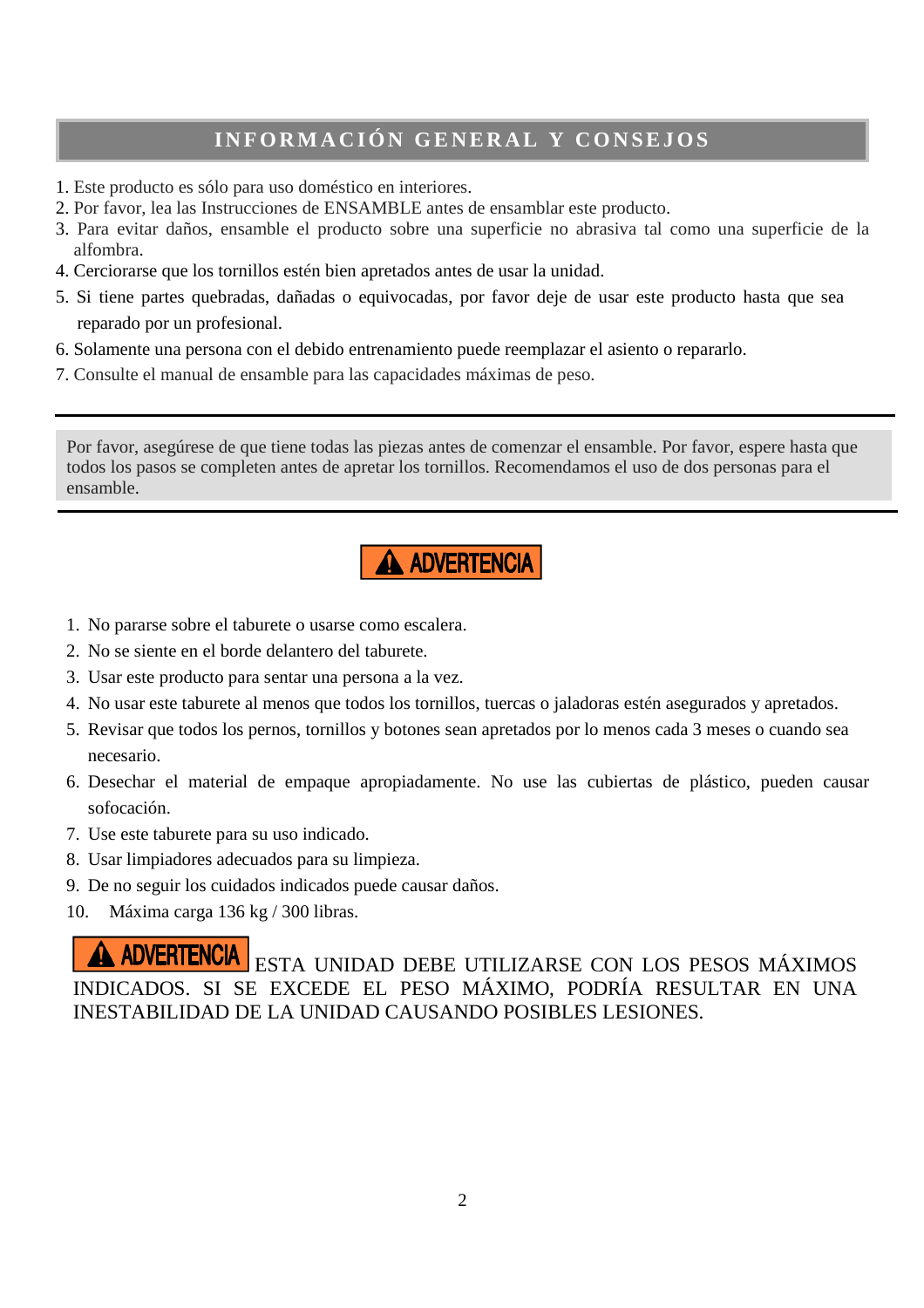## INFORMACIÓN GENERAL Y CONSEJOS

1. Este producto es sólo para uso doméstico en interiores.
2. Por favor, lea las Instrucciones de ENSAMBLE antes de ensamblar este producto.
3. Para evitar daños, ensamble el producto sobre una superficie no abrasiva tal como una superficie de la alfombra.
4. Cerciorarse que los tornillos estén bien apretados antes de usar la unidad.
5. Si tiene partes quebradas, dañadas o equivocadas, por favor deje de usar este producto hasta que sea reparado por un profesional.
6. Solamente una persona con el debido entrenamiento puede reemplazar el asiento o repararlo.
7. Consulte el manual de ensamble para las capacidades máximas de peso.

---

Por favor, asegúrese de que tiene todas las piezas antes de comenzar el ensamble. Por favor, espere hasta que todos los pasos se completen antes de apretar los tornillos. Recomendamos el uso de dos personas para el ensamble.

---

**⚠ ADVERTENCIA**

1. No pararse sobre el taburete o usarse como escalera.
2. No se siente en el borde delantero del taburete.
3. Usar este producto para sentar una persona a la vez.
4. No usar este taburete al menos que todos los tornillos, tuercas o jaladoras estén asegurados y apretados.
5. Revisar que todos los pernos, tornillos y botones sean apretados por lo menos cada 3 meses o cuando sea necesario.
6. Desechar el material de empaque apropiadamente. No use las cubiertas de plástico, pueden causar sofocación.
7. Use este taburete para su uso indicado.
8. Usar limpiadores adecuados para su limpieza.
9. De no seguir los cuidados indicados puede causar daños.
10. Máxima carga 136 kg / 300 libras.

**⚠ ADVERTENCIA** ESTA UNIDAD DEBE UTILIZARSE CON LOS PESOS MÁXIMOS INDICADOS. SI SE EXCEDE EL PESO MÁXIMO, PODRÍA RESULTAR EN UNA INESTABILIDAD DE LA UNIDAD CAUSANDO POSIBLES LESIONES.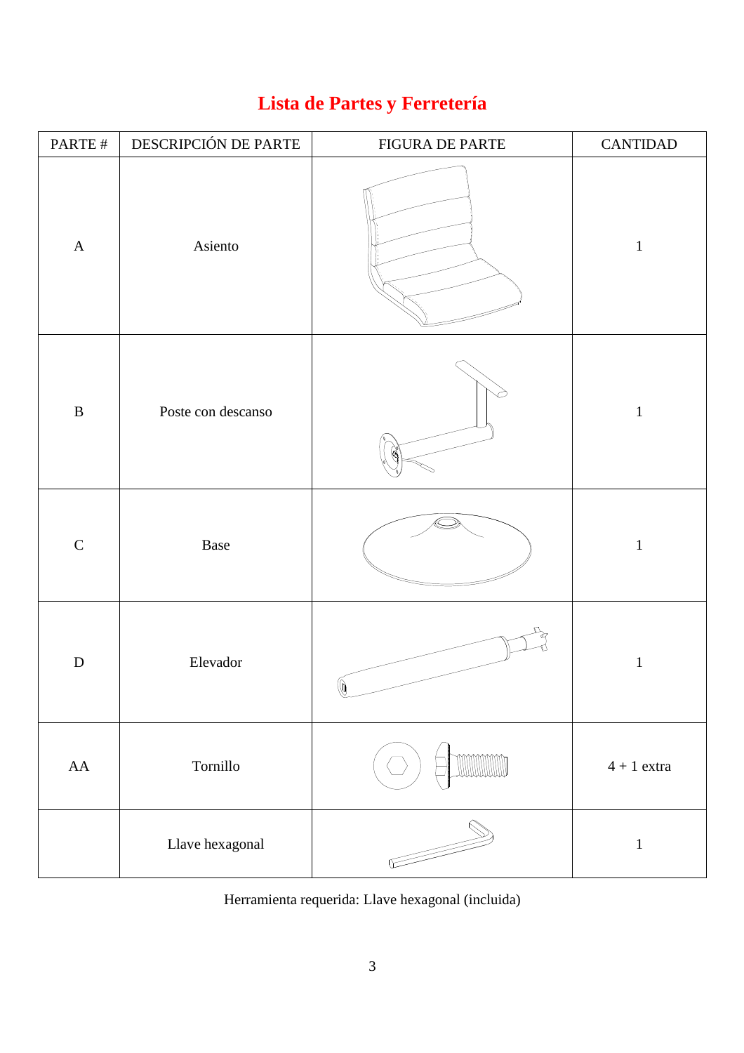# Lista de Partes y Ferretería

| PARTE # | DESCRIPCIÓN DE PARTE | FIGURA DE PARTE | CANTIDAD |
|---|---|---|---|
| A | Asiento | | 1 |
| B | Poste con descanso | | 1 |
| C | Base | | 1 |
| D | Elevador | | 1 |
| AA | Tornillo | | 4 + 1 extra |
| | Llave hexagonal | | 1 |

Herramienta requerida: Llave hexagonal (incluida)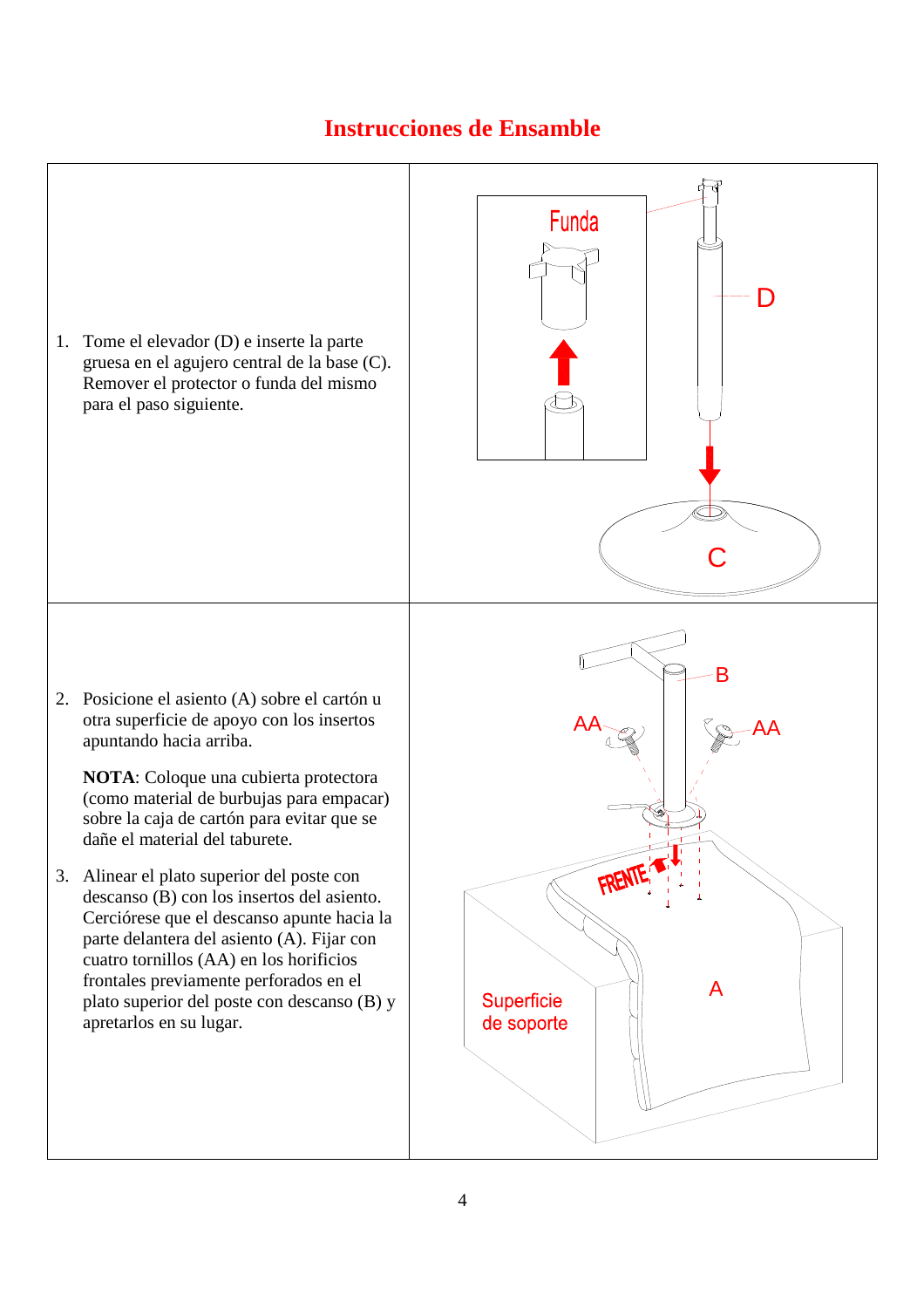# Instrucciones de Ensamble

1. Tome el elevador (D) e inserte la parte gruesa en el agujero central de la base (C). Remover el protector o funda del mismo para el paso siguiente.

Funda

D

C

2. Posicione el asiento (A) sobre el cartón u otra superficie de apoyo con los insertos apuntando hacia arriba.

   **NOTA**: Coloque una cubierta protectora (como material de burbujas para empacar) sobre la caja de cartón para evitar que se dañe el material del taburete.

3. Alinear el plato superior del poste con descanso (B) con los insertos del asiento. Cerciórese que el descanso apunte hacia la parte delantera del asiento (A). Fijar con cuatro tornillos (AA) en los horificios frontales previamente perforados en el plato superior del poste con descanso (B) y apretarlos en su lugar.

B

AA

AA

FRENTE

A

Superficie de soporte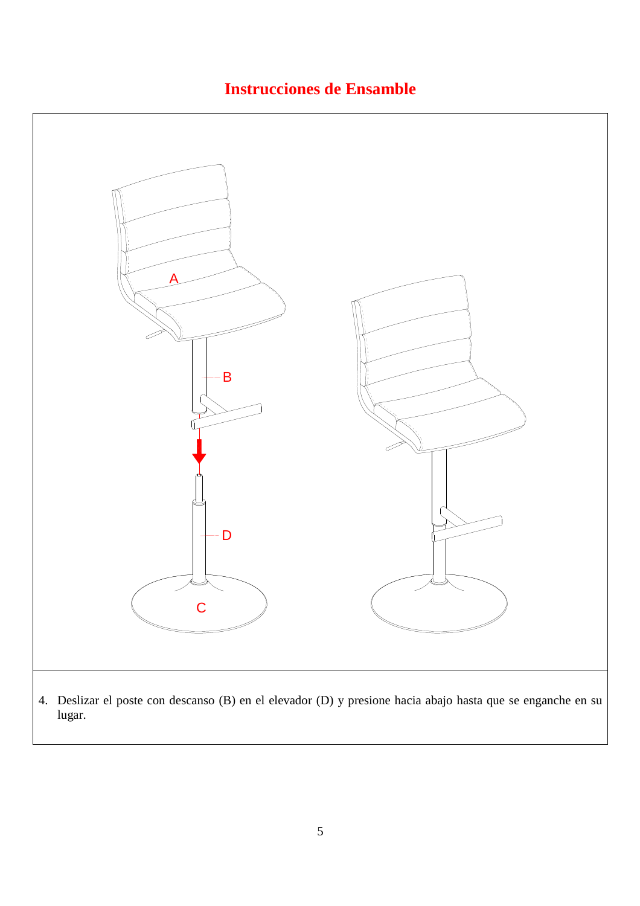# Instrucciones de Ensamble

A

B

D

C

4. Deslizar el poste con descanso (B) en el elevador (D) y presione hacia abajo hasta que se enganche en su lugar.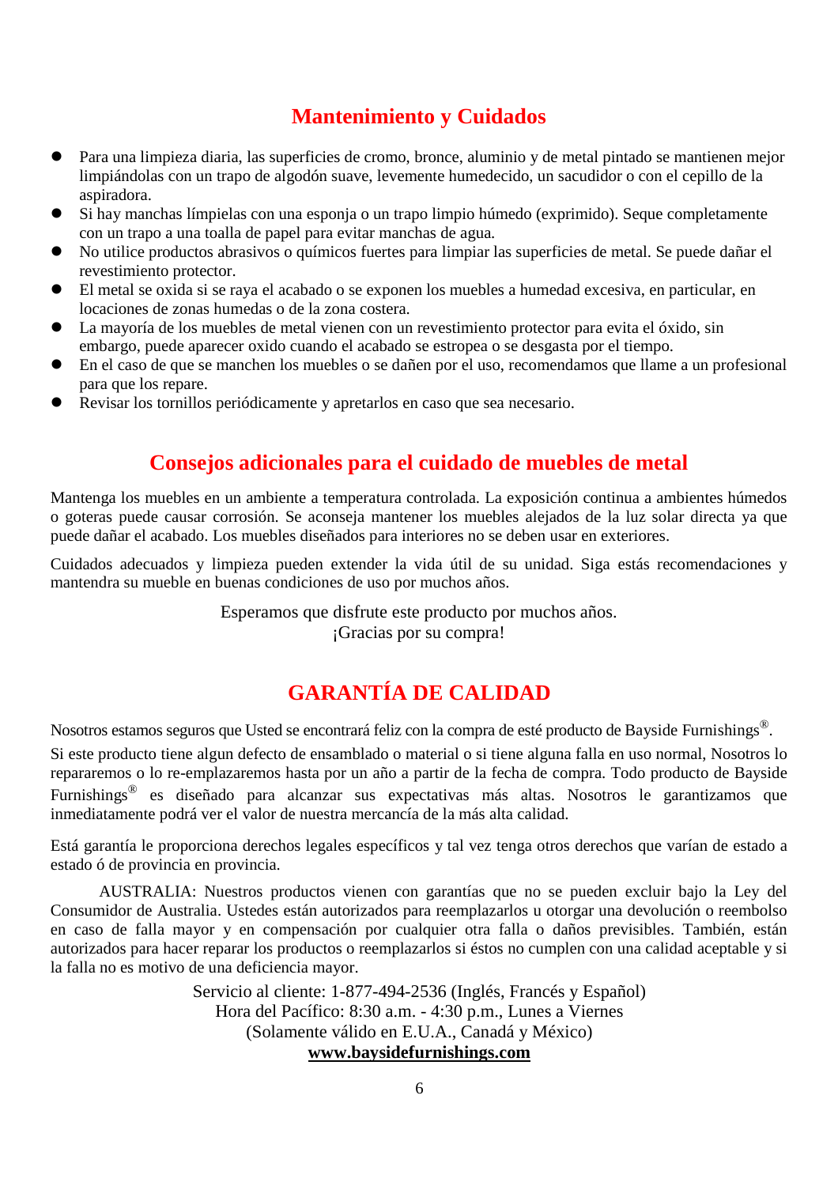## Mantenimiento y Cuidados

- Para una limpieza diaria, las superficies de cromo, bronce, aluminio y de metal pintado se mantienen mejor limpiándolas con un trapo de algodón suave, levemente humedecido, un sacudidor o con el cepillo de la aspiradora.
- Si hay manchas límpielas con una esponja o un trapo limpio húmedo (exprimido). Seque completamente con un trapo a una toalla de papel para evitar manchas de agua.
- No utilice productos abrasivos o químicos fuertes para limpiar las superficies de metal. Se puede dañar el revestimiento protector.
- El metal se oxida si se raya el acabado o se exponen los muebles a humedad excesiva, en particular, en locaciones de zonas humedas o de la zona costera.
- La mayoría de los muebles de metal vienen con un revestimiento protector para evita el óxido, sin embargo, puede aparecer oxido cuando el acabado se estropea o se desgasta por el tiempo.
- En el caso de que se manchen los muebles o se dañen por el uso, recomendamos que llame a un profesional para que los repare.
- Revisar los tornillos periódicamente y apretarlos en caso que sea necesario.

## Consejos adicionales para el cuidado de muebles de metal

Mantenga los muebles en un ambiente a temperatura controlada. La exposición continua a ambientes húmedos o goteras puede causar corrosión. Se aconseja mantener los muebles alejados de la luz solar directa ya que puede dañar el acabado. Los muebles diseñados para interiores no se deben usar en exteriores.

Cuidados adecuados y limpieza pueden extender la vida útil de su unidad. Siga estás recomendaciones y mantendra su mueble en buenas condiciones de uso por muchos años.

Esperamos que disfrute este producto por muchos años.
¡Gracias por su compra!

## GARANTÍA DE CALIDAD

Nosotros estamos seguros que Usted se encontrará feliz con la compra de esté producto de Bayside Furnishings®.

Si este producto tiene algun defecto de ensamblado o material o si tiene alguna falla en uso normal, Nosotros lo repararemos o lo re-emplazaremos hasta por un año a partir de la fecha de compra. Todo producto de Bayside Furnishings® es diseñado para alcanzar sus expectativas más altas. Nosotros le garantizamos que inmediatamente podrá ver el valor de nuestra mercancía de la más alta calidad.

Está garantía le proporciona derechos legales específicos y tal vez tenga otros derechos que varían de estado a estado ó de provincia en provincia.

AUSTRALIA: Nuestros productos vienen con garantías que no se pueden excluir bajo la Ley del Consumidor de Australia. Ustedes están autorizados para reemplazarlos u otorgar una devolución o reembolso en caso de falla mayor y en compensación por cualquier otra falla o daños previsibles. También, están autorizados para hacer reparar los productos o reemplazarlos si éstos no cumplen con una calidad aceptable y si la falla no es motivo de una deficiencia mayor.

Servicio al cliente: 1-877-494-2536 (Inglés, Francés y Español)
Hora del Pacífico: 8:30 a.m. - 4:30 p.m., Lunes a Viernes
(Solamente válido en E.U.A., Canadá y México)
**www.baysidefurnishings.com**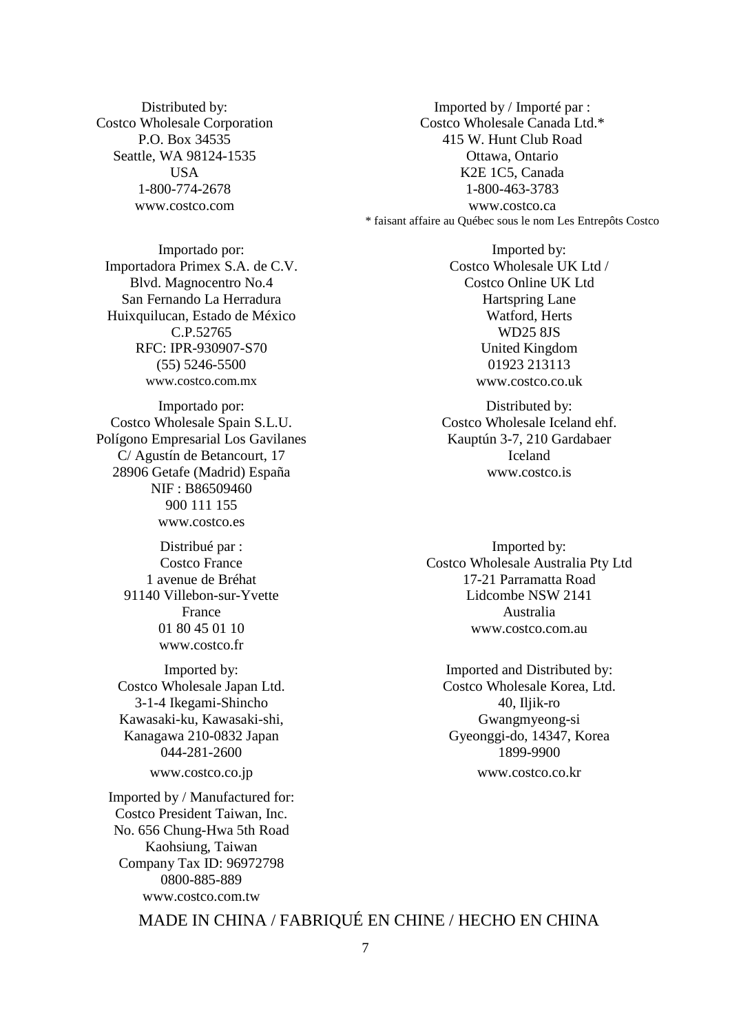Distributed by:
Costco Wholesale Corporation
P.O. Box 34535
Seattle, WA 98124-1535
USA
1-800-774-2678
www.costco.com

Imported by / Importé par :
Costco Wholesale Canada Ltd.*
415 W. Hunt Club Road
Ottawa, Ontario
K2E 1C5, Canada
1-800-463-3783
www.costco.ca
* faisant affaire au Québec sous le nom Les Entrepôts Costco

Importado por:
Importadora Primex S.A. de C.V.
Blvd. Magnocentro No.4
San Fernando La Herradura
Huixquilucan, Estado de México
C.P.52765
RFC: IPR-930907-S70
(55) 5246-5500
www.costco.com.mx

Imported by:
Costco Wholesale UK Ltd /
Costco Online UK Ltd
Hartspring Lane
Watford, Herts
WD25 8JS
United Kingdom
01923 213113
www.costco.co.uk

Importado por:
Costco Wholesale Spain S.L.U.
Polígono Empresarial Los Gavilanes
C/ Agustín de Betancourt, 17
28906 Getafe (Madrid) España
NIF : B86509460
900 111 155
www.costco.es

Distributed by:
Costco Wholesale Iceland ehf.
Kauptún 3-7, 210 Gardabaer
Iceland
www.costco.is

Distribué par :
Costco France
1 avenue de Bréhat
91140 Villebon-sur-Yvette
France
01 80 45 01 10
www.costco.fr

Imported by:
Costco Wholesale Australia Pty Ltd
17-21 Parramatta Road
Lidcombe NSW 2141
Australia
www.costco.com.au

Imported by:
Costco Wholesale Japan Ltd.
3-1-4 Ikegami-Shincho
Kawasaki-ku, Kawasaki-shi,
Kanagawa 210-0832 Japan
044-281-2600
www.costco.co.jp

Imported and Distributed by:
Costco Wholesale Korea, Ltd.
40, Iljik-ro
Gwangmyeong-si
Gyeonggi-do, 14347, Korea
1899-9900
www.costco.co.kr

Imported by / Manufactured for:
Costco President Taiwan, Inc.
No. 656 Chung-Hwa 5th Road
Kaohsiung, Taiwan
Company Tax ID: 96972798
0800-885-889
www.costco.com.tw

MADE IN CHINA / FABRIQUÉ EN CHINE / HECHO EN CHINA